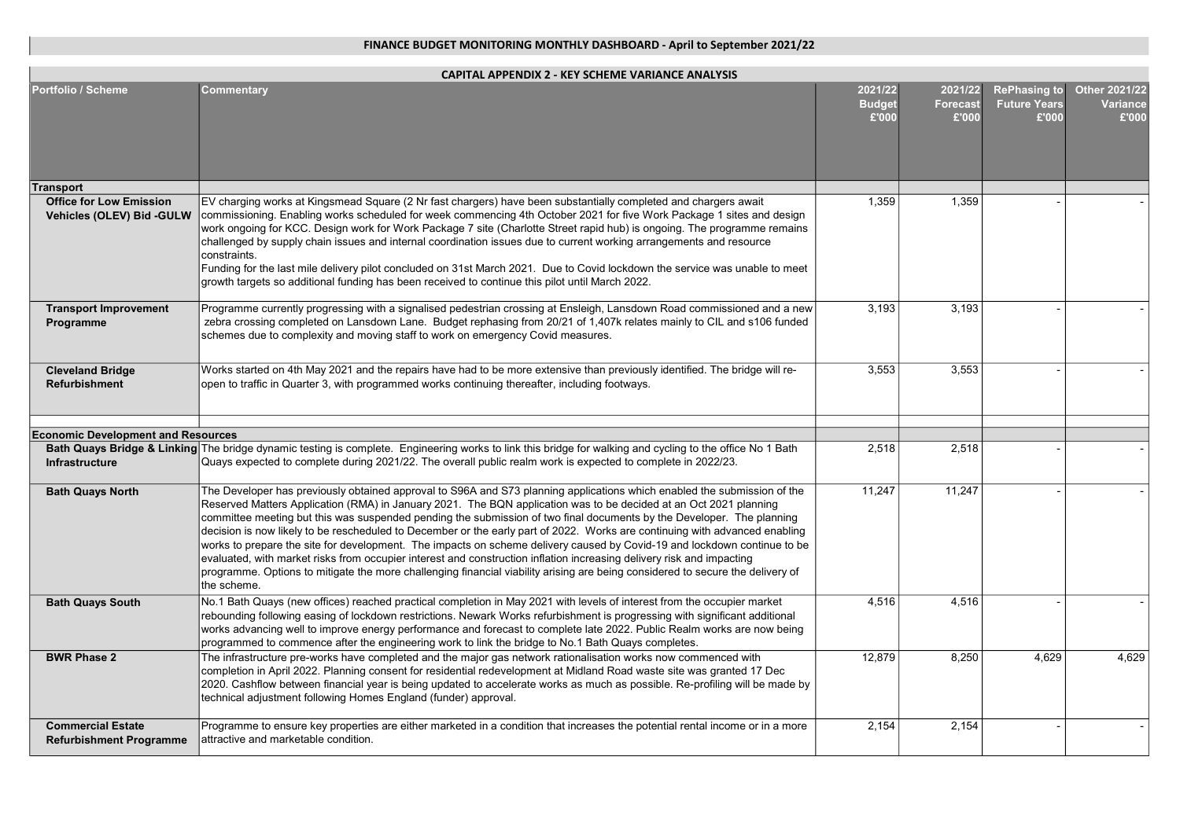## FINANCE BUDGET MONITORING MONTHLY DASHBOARD - April to September 2021/22

### CAPITAL APPENDIX 2 - KEY SCHEME VARIANCE ANALYSIS

| Portfolio / Scheme | Commentary | 2021/22 Budget £'000 | 2021/22 Forecast £'000 | RePhasing to Future Years £'000 | Other 2021/22 Variance £'000 |
|---|---|---|---|---|---|
| **Transport** | | | | | |
| **Office for Low Emission Vehicles (OLEV) Bid -GULW** | EV charging works at Kingsmead Square (2 Nr fast chargers) have been substantially completed and chargers await commissioning. Enabling works scheduled for week commencing 4th October 2021 for five Work Package 1 sites and design work ongoing for KCC. Design work for Work Package 7 site (Charlotte Street rapid hub) is ongoing. The programme remains challenged by supply chain issues and internal coordination issues due to current working arrangements and resource constraints. Funding for the last mile delivery pilot concluded on 31st March 2021. Due to Covid lockdown the service was unable to meet growth targets so additional funding has been received to continue this pilot until March 2022. | 1,359 | 1,359 | - | - |
| **Transport Improvement Programme** | Programme currently progressing with a signalised pedestrian crossing at Ensleigh, Lansdown Road commissioned and a new zebra crossing completed on Lansdown Lane. Budget rephasing from 20/21 of 1,407k relates mainly to CIL and s106 funded schemes due to complexity and moving staff to work on emergency Covid measures. | 3,193 | 3,193 | - | - |
| **Cleveland Bridge Refurbishment** | Works started on 4th May 2021 and the repairs have had to be more extensive than previously identified. The bridge will re-open to traffic in Quarter 3, with programmed works continuing thereafter, including footways. | 3,553 | 3,553 | - | - |
| | | | | | |
| **Economic Development and Resources** | | | | | |
| **Bath Quays Bridge & Linking Infrastructure** | The bridge dynamic testing is complete. Engineering works to link this bridge for walking and cycling to the office No 1 Bath Quays expected to complete during 2021/22. The overall public realm work is expected to complete in 2022/23. | 2,518 | 2,518 | - | - |
| **Bath Quays North** | The Developer has previously obtained approval to S96A and S73 planning applications which enabled the submission of the Reserved Matters Application (RMA) in January 2021. The BQN application was to be decided at an Oct 2021 planning committee meeting but this was suspended pending the submission of two final documents by the Developer. The planning decision is now likely to be rescheduled to December or the early part of 2022. Works are continuing with advanced enabling works to prepare the site for development. The impacts on scheme delivery caused by Covid-19 and lockdown continue to be evaluated, with market risks from occupier interest and construction inflation increasing delivery risk and impacting programme. Options to mitigate the more challenging financial viability arising are being considered to secure the delivery of the scheme. | 11,247 | 11,247 | - | - |
| **Bath Quays South** | No.1 Bath Quays (new offices) reached practical completion in May 2021 with levels of interest from the occupier market rebounding following easing of lockdown restrictions. Newark Works refurbishment is progressing with significant additional works advancing well to improve energy performance and forecast to complete late 2022. Public Realm works are now being programmed to commence after the engineering work to link the bridge to No.1 Bath Quays completes. | 4,516 | 4,516 | - | - |
| **BWR Phase 2** | The infrastructure pre-works have completed and the major gas network rationalisation works now commenced with completion in April 2022. Planning consent for residential redevelopment at Midland Road waste site was granted 17 Dec 2020. Cashflow between financial year is being updated to accelerate works as much as possible. Re-profiling will be made by technical adjustment following Homes England (funder) approval. | 12,879 | 8,250 | 4,629 | 4,629 |
| **Commercial Estate Refurbishment Programme** | Programme to ensure key properties are either marketed in a condition that increases the potential rental income or in a more attractive and marketable condition. | 2,154 | 2,154 | - | - |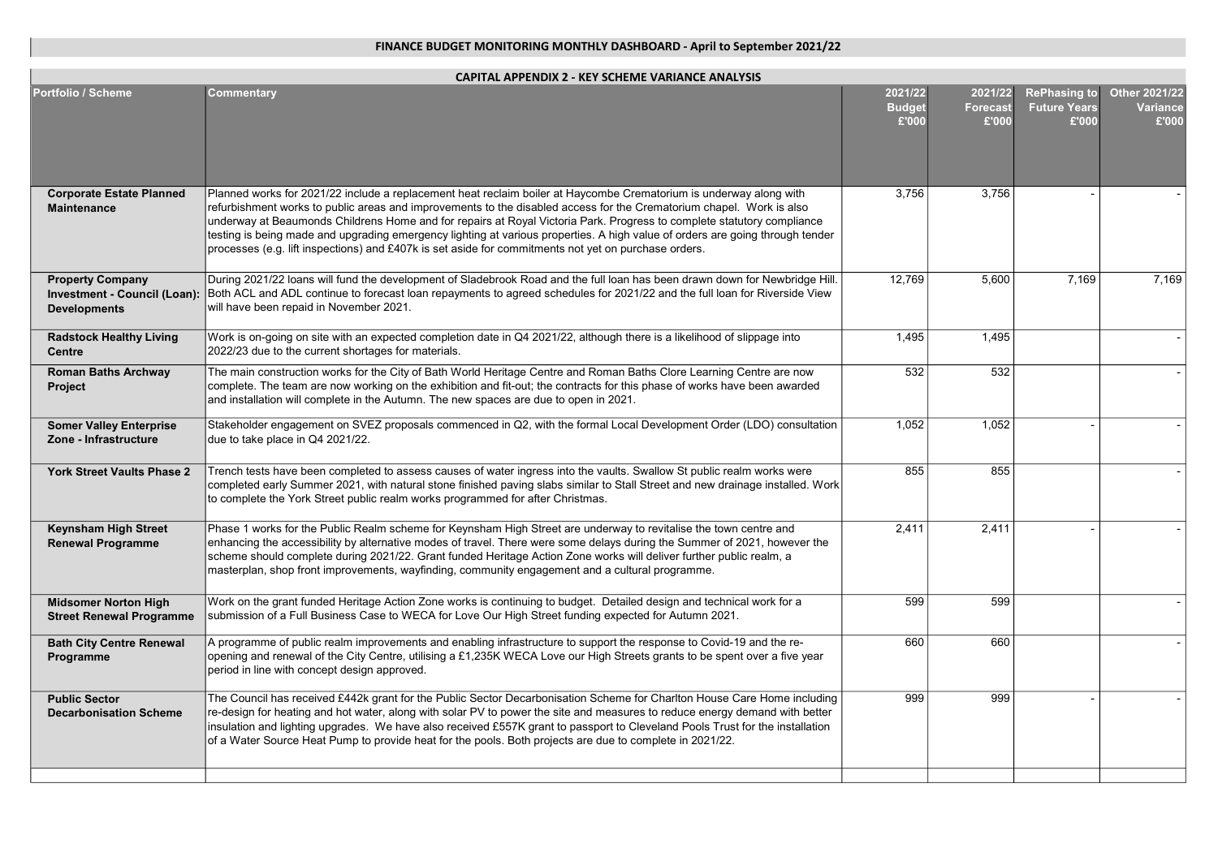# FINANCE BUDGET MONITORING MONTHLY DASHBOARD - April to September 2021/22

## CAPITAL APPENDIX 2 - KEY SCHEME VARIANCE ANALYSIS

| Portfolio / Scheme | Commentary | 2021/22 Budget £'000 | 2021/22 Forecast £'000 | RePhasing to Future Years £'000 | Other 2021/22 Variance £'000 |
|---|---|---|---|---|---|
| **Corporate Estate Planned Maintenance** | Planned works for 2021/22 include a replacement heat reclaim boiler at Haycombe Crematorium is underway along with refurbishment works to public areas and improvements to the disabled access for the Crematorium chapel. Work is also underway at Beaumonds Childrens Home and for repairs at Royal Victoria Park. Progress to complete statutory compliance testing is being made and upgrading emergency lighting at various properties. A high value of orders are going through tender processes (e.g. lift inspections) and £407k is set aside for commitments not yet on purchase orders. | 3,756 | 3,756 | - | - |
| **Property Company Investment - Council (Loan): Developments** | During 2021/22 loans will fund the development of Sladebrook Road and the full loan has been drawn down for Newbridge Hill. Both ACL and ADL continue to forecast loan repayments to agreed schedules for 2021/22 and the full loan for Riverside View will have been repaid in November 2021. | 12,769 | 5,600 | 7,169 | 7,169 |
| **Radstock Healthy Living Centre** | Work is on-going on site with an expected completion date in Q4 2021/22, although there is a likelihood of slippage into 2022/23 due to the current shortages for materials. | 1,495 | 1,495 | | - |
| **Roman Baths Archway Project** | The main construction works for the City of Bath World Heritage Centre and Roman Baths Clore Learning Centre are now complete. The team are now working on the exhibition and fit-out; the contracts for this phase of works have been awarded and installation will complete in the Autumn. The new spaces are due to open in 2021. | 532 | 532 | | - |
| **Somer Valley Enterprise Zone - Infrastructure** | Stakeholder engagement on SVEZ proposals commenced in Q2, with the formal Local Development Order (LDO) consultation due to take place in Q4 2021/22. | 1,052 | 1,052 | - | - |
| **York Street Vaults Phase 2** | Trench tests have been completed to assess causes of water ingress into the vaults. Swallow St public realm works were completed early Summer 2021, with natural stone finished paving slabs similar to Stall Street and new drainage installed. Work to complete the York Street public realm works programmed for after Christmas. | 855 | 855 | | - |
| **Keynsham High Street Renewal Programme** | Phase 1 works for the Public Realm scheme for Keynsham High Street are underway to revitalise the town centre and enhancing the accessibility by alternative modes of travel. There were some delays during the Summer of 2021, however the scheme should complete during 2021/22. Grant funded Heritage Action Zone works will deliver further public realm, a masterplan, shop front improvements, wayfinding, community engagement and a cultural programme. | 2,411 | 2,411 | - | - |
| **Midsomer Norton High Street Renewal Programme** | Work on the grant funded Heritage Action Zone works is continuing to budget. Detailed design and technical work for a submission of a Full Business Case to WECA for Love Our High Street funding expected for Autumn 2021. | 599 | 599 | | - |
| **Bath City Centre Renewal Programme** | A programme of public realm improvements and enabling infrastructure to support the response to Covid-19 and the re-opening and renewal of the City Centre, utilising a £1,235K WECA Love our High Streets grants to be spent over a five year period in line with concept design approved. | 660 | 660 | | - |
| **Public Sector Decarbonisation Scheme** | The Council has received £442k grant for the Public Sector Decarbonisation Scheme for Charlton House Care Home including re-design for heating and hot water, along with solar PV to power the site and measures to reduce energy demand with better insulation and lighting upgrades. We have also received £557K grant to passport to Cleveland Pools Trust for the installation of a Water Source Heat Pump to provide heat for the pools. Both projects are due to complete in 2021/22. | 999 | 999 | - | - |
| | | | | | |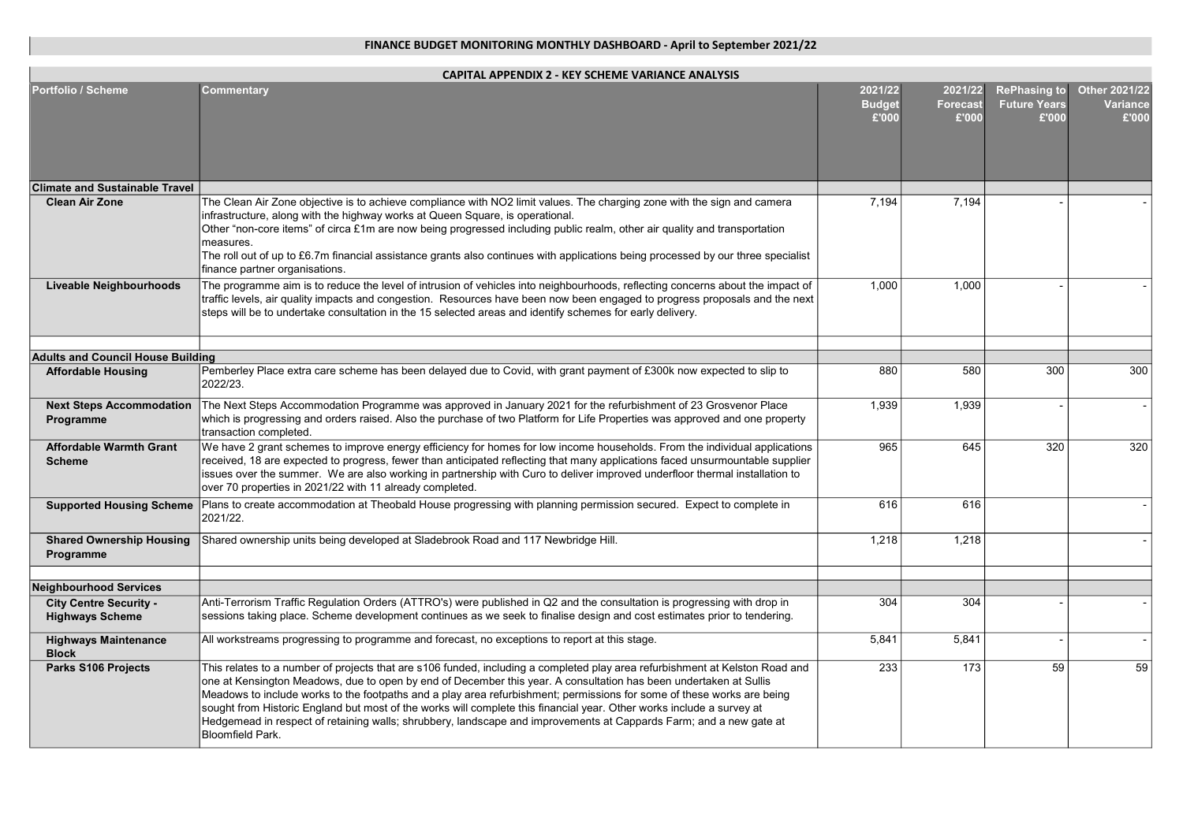# FINANCE BUDGET MONITORING MONTHLY DASHBOARD - April to September 2021/22

## CAPITAL APPENDIX 2 - KEY SCHEME VARIANCE ANALYSIS

| Portfolio / Scheme | Commentary | 2021/22 Budget £'000 | 2021/22 Forecast £'000 | RePhasing to Future Years £'000 | Other 2021/22 Variance £'000 |
|---|---|---|---|---|---|
| **Climate and Sustainable Travel** | | | | | |
| **Clean Air Zone** | The Clean Air Zone objective is to achieve compliance with NO2 limit values. The charging zone with the sign and camera infrastructure, along with the highway works at Queen Square, is operational. Other "non-core items" of circa £1m are now being progressed including public realm, other air quality and transportation measures. The roll out of up to £6.7m financial assistance grants also continues with applications being processed by our three specialist finance partner organisations. | 7,194 | 7,194 | - | - |
| **Liveable Neighbourhoods** | The programme aim is to reduce the level of intrusion of vehicles into neighbourhoods, reflecting concerns about the impact of traffic levels, air quality impacts and congestion. Resources have been now been engaged to progress proposals and the next steps will be to undertake consultation in the 15 selected areas and identify schemes for early delivery. | 1,000 | 1,000 | - | - |
| | | | | | |
| **Adults and Council House Building** | | | | | |
| **Affordable Housing** | Pemberley Place extra care scheme has been delayed due to Covid, with grant payment of £300k now expected to slip to 2022/23. | 880 | 580 | 300 | 300 |
| **Next Steps Accommodation Programme** | The Next Steps Accommodation Programme was approved in January 2021 for the refurbishment of 23 Grosvenor Place which is progressing and orders raised. Also the purchase of two Platform for Life Properties was approved and one property transaction completed. | 1,939 | 1,939 | - | - |
| **Affordable Warmth Grant Scheme** | We have 2 grant schemes to improve energy efficiency for homes for low income households. From the individual applications received, 18 are expected to progress, fewer than anticipated reflecting that many applications faced unsurmountable supplier issues over the summer. We are also working in partnership with Curo to deliver improved underfloor thermal installation to over 70 properties in 2021/22 with 11 already completed. | 965 | 645 | 320 | 320 |
| **Supported Housing Scheme** | Plans to create accommodation at Theobald House progressing with planning permission secured. Expect to complete in 2021/22. | 616 | 616 | | - |
| **Shared Ownership Housing Programme** | Shared ownership units being developed at Sladebrook Road and 117 Newbridge Hill. | 1,218 | 1,218 | | - |
| | | | | | |
| **Neighbourhood Services** | | | | | |
| **City Centre Security - Highways Scheme** | Anti-Terrorism Traffic Regulation Orders (ATTRO's) were published in Q2 and the consultation is progressing with drop in sessions taking place. Scheme development continues as we seek to finalise design and cost estimates prior to tendering. | 304 | 304 | - | - |
| **Highways Maintenance Block** | All workstreams progressing to programme and forecast, no exceptions to report at this stage. | 5,841 | 5,841 | - | - |
| **Parks S106 Projects** | This relates to a number of projects that are s106 funded, including a completed play area refurbishment at Kelston Road and one at Kensington Meadows, due to open by end of December this year. A consultation has been undertaken at Sullis Meadows to include works to the footpaths and a play area refurbishment; permissions for some of these works are being sought from Historic England but most of the works will complete this financial year. Other works include a survey at Hedgemead in respect of retaining walls; shrubbery, landscape and improvements at Cappards Farm; and a new gate at Bloomfield Park. | 233 | 173 | 59 | 59 |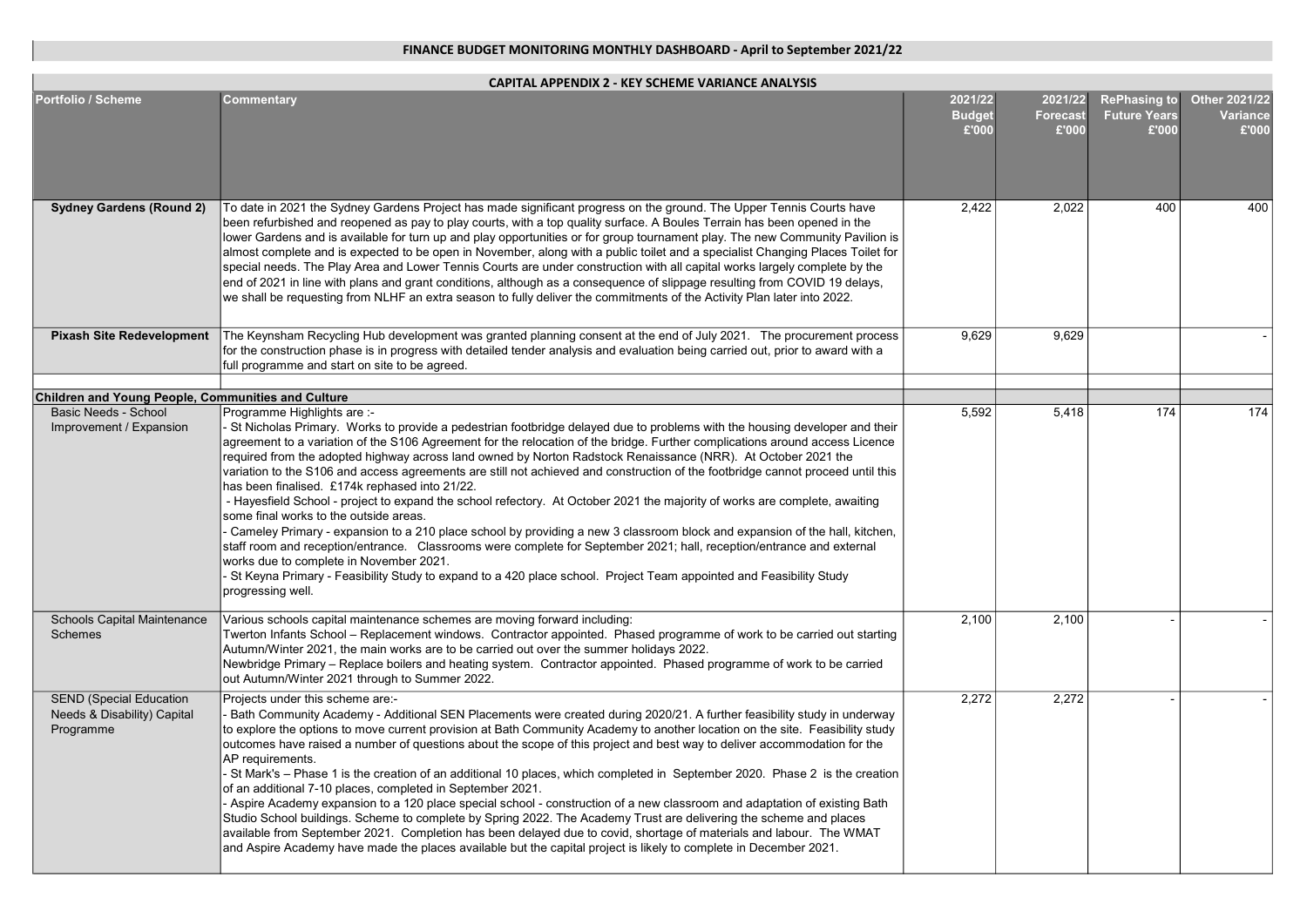**FINANCE BUDGET MONITORING MONTHLY DASHBOARD - April to September 2021/22**

**CAPITAL APPENDIX 2 - KEY SCHEME VARIANCE ANALYSIS**

| Portfolio / Scheme | Commentary | 2021/22 Budget £'000 | 2021/22 Forecast £'000 | RePhasing to Future Years £'000 | Other 2021/22 Variance £'000 |
|---|---|---|---|---|---|
| **Sydney Gardens (Round 2)** | To date in 2021 the Sydney Gardens Project has made significant progress on the ground. The Upper Tennis Courts have been refurbished and reopened as pay to play courts, with a top quality surface. A Boules Terrain has been opened in the lower Gardens and is available for turn up and play opportunities or for group tournament play. The new Community Pavilion is almost complete and is expected to be open in November, along with a public toilet and a specialist Changing Places Toilet for special needs. The Play Area and Lower Tennis Courts are under construction with all capital works largely complete by the end of 2021 in line with plans and grant conditions, although as a consequence of slippage resulting from COVID 19 delays, we shall be requesting from NLHF an extra season to fully deliver the commitments of the Activity Plan later into 2022. | 2,422 | 2,022 | 400 | 400 |
| **Pixash Site Redevelopment** | The Keynsham Recycling Hub development was granted planning consent at the end of July 2021. The procurement process for the construction phase is in progress with detailed tender analysis and evaluation being carried out, prior to award with a full programme and start on site to be agreed. | 9,629 | 9,629 | | - |
| | | | | | |
| **Children and Young People, Communities and Culture** | | | | | |
| Basic Needs - School Improvement / Expansion | Programme Highlights are :-<br>- St Nicholas Primary. Works to provide a pedestrian footbridge delayed due to problems with the housing developer and their agreement to a variation of the S106 Agreement for the relocation of the bridge. Further complications around access Licence required from the adopted highway across land owned by Norton Radstock Renaissance (NRR). At October 2021 the variation to the S106 and access agreements are still not achieved and construction of the footbridge cannot proceed until this has been finalised. £174k rephased into 21/22.<br>- Hayesfield School - project to expand the school refectory. At October 2021 the majority of works are complete, awaiting some final works to the outside areas.<br>- Cameley Primary - expansion to a 210 place school by providing a new 3 classroom block and expansion of the hall, kitchen, staff room and reception/entrance. Classrooms were complete for September 2021; hall, reception/entrance and external works due to complete in November 2021.<br>- St Keyna Primary - Feasibility Study to expand to a 420 place school. Project Team appointed and Feasibility Study progressing well. | 5,592 | 5,418 | 174 | 174 |
| Schools Capital Maintenance Schemes | Various schools capital maintenance schemes are moving forward including:<br>Twerton Infants School – Replacement windows. Contractor appointed. Phased programme of work to be carried out starting Autumn/Winter 2021, the main works are to be carried out over the summer holidays 2022.<br>Newbridge Primary – Replace boilers and heating system. Contractor appointed. Phased programme of work to be carried out Autumn/Winter 2021 through to Summer 2022. | 2,100 | 2,100 | - | - |
| SEND (Special Education Needs & Disability) Capital Programme | Projects under this scheme are:-<br>- Bath Community Academy - Additional SEN Placements were created during 2020/21. A further feasibility study in underway to explore the options to move current provision at Bath Community Academy to another location on the site. Feasibility study outcomes have raised a number of questions about the scope of this project and best way to deliver accommodation for the AP requirements.<br>- St Mark's – Phase 1 is the creation of an additional 10 places, which completed in September 2020. Phase 2 is the creation of an additional 7-10 places, completed in September 2021.<br>- Aspire Academy expansion to a 120 place special school - construction of a new classroom and adaptation of existing Bath Studio School buildings. Scheme to complete by Spring 2022. The Academy Trust are delivering the scheme and places available from September 2021. Completion has been delayed due to covid, shortage of materials and labour. The WMAT and Aspire Academy have made the places available but the capital project is likely to complete in December 2021. | 2,272 | 2,272 | - | - |